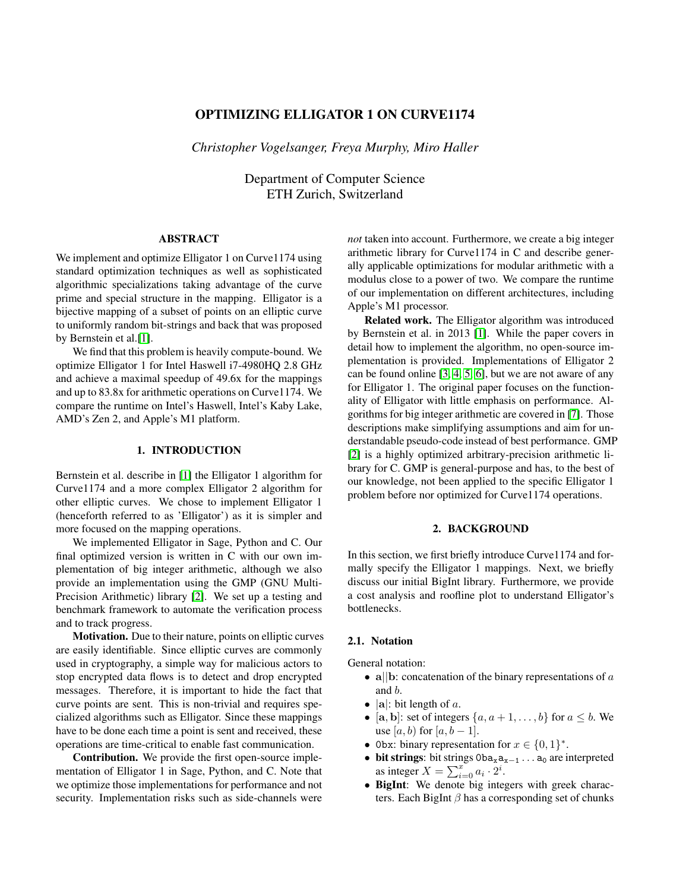# OPTIMIZING ELLIGATOR 1 ON CURVE1174

*Christopher Vogelsanger, Freya Murphy, Miro Haller*

Department of Computer Science
ETH Zurich, Switzerland

## ABSTRACT

We implement and optimize Elligator 1 on Curve1174 using standard optimization techniques as well as sophisticated algorithmic specializations taking advantage of the curve prime and special structure in the mapping. Elligator is a bijective mapping of a subset of points on an elliptic curve to uniformly random bit-strings and back that was proposed by Bernstein et al.[1].

We find that this problem is heavily compute-bound. We optimize Elligator 1 for Intel Haswell i7-4980HQ 2.8 GHz and achieve a maximal speedup of 49.6x for the mappings and up to 83.8x for arithmetic operations on Curve1174. We compare the runtime on Intel's Haswell, Intel's Kaby Lake, AMD's Zen 2, and Apple's M1 platform.

## 1. INTRODUCTION

Bernstein et al. describe in [1] the Elligator 1 algorithm for Curve1174 and a more complex Elligator 2 algorithm for other elliptic curves. We chose to implement Elligator 1 (henceforth referred to as 'Elligator') as it is simpler and more focused on the mapping operations.

We implemented Elligator in Sage, Python and C. Our final optimized version is written in C with our own implementation of big integer arithmetic, although we also provide an implementation using the GMP (GNU Multi-Precision Arithmetic) library [2]. We set up a testing and benchmark framework to automate the verification process and to track progress.

**Motivation.** Due to their nature, points on elliptic curves are easily identifiable. Since elliptic curves are commonly used in cryptography, a simple way for malicious actors to stop encrypted data flows is to detect and drop encrypted messages. Therefore, it is important to hide the fact that curve points are sent. This is non-trivial and requires specialized algorithms such as Elligator. Since these mappings have to be done each time a point is sent and received, these operations are time-critical to enable fast communication.

**Contribution.** We provide the first open-source implementation of Elligator 1 in Sage, Python, and C. Note that we optimize those implementations for performance and not security. Implementation risks such as side-channels were *not* taken into account. Furthermore, we create a big integer arithmetic library for Curve1174 in C and describe generally applicable optimizations for modular arithmetic with a modulus close to a power of two. We compare the runtime of our implementation on different architectures, including Apple's M1 processor.

**Related work.** The Elligator algorithm was introduced by Bernstein et al. in 2013 [1]. While the paper covers in detail how to implement the algorithm, no open-source implementation is provided. Implementations of Elligator 2 can be found online [3, 4, 5, 6], but we are not aware of any for Elligator 1. The original paper focuses on the functionality of Elligator with little emphasis on performance. Algorithms for big integer arithmetic are covered in [7]. Those descriptions make simplifying assumptions and aim for understandable pseudo-code instead of best performance. GMP [2] is a highly optimized arbitrary-precision arithmetic library for C. GMP is general-purpose and has, to the best of our knowledge, not been applied to the specific Elligator 1 problem before nor optimized for Curve1174 operations.

## 2. BACKGROUND

In this section, we first briefly introduce Curve1174 and formally specify the Elligator 1 mappings. Next, we briefly discuss our initial BigInt library. Furthermore, we provide a cost analysis and roofline plot to understand Elligator's bottlenecks.

### 2.1. Notation

General notation:

- $\mathbf{a}||\mathbf{b}$: concatenation of the binary representations of $a$ and $b$.
- $|\mathbf{a}|$: bit length of $a$.
- $[\mathbf{a}, \mathbf{b}]$: set of integers $\{a, a+1, \ldots, b\}$ for $a \leq b$. We use $[a, b)$ for $[a, b-1]$.
- $\texttt{0bx}$: binary representation for $x \in \{0, 1\}^*$.
- **bit strings**: bit strings $\texttt{0ba}_\texttt{x}\texttt{a}_{\texttt{x}-1} \ldots \texttt{a}_0$ are interpreted as integer $X = \sum_{i=0}^{x} a_i \cdot 2^i$.
- **BigInt**: We denote big integers with greek characters. Each BigInt $\beta$ has a corresponding set of chunks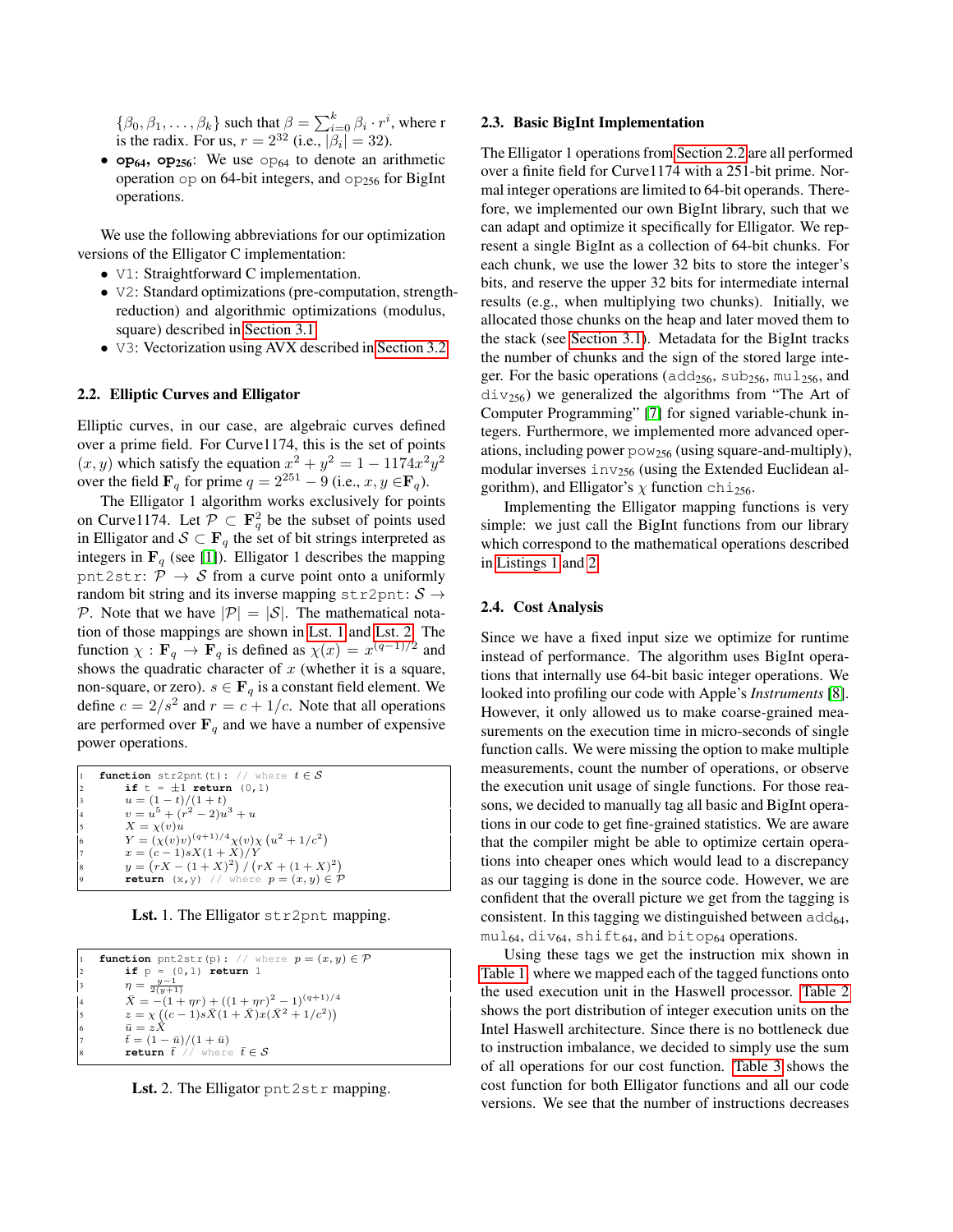$\{\beta_0, \beta_1, \ldots, \beta_k\}$ such that $\beta = \sum_{i=0}^{k} \beta_i \cdot r^i$, where r is the radix. For us, $r = 2^{32}$ (i.e., $|\beta_i| = 32$).

- **$op_{64}$, $op_{256}$**: We use $\mathtt{op}_{64}$ to denote an arithmetic operation op on 64-bit integers, and $\mathtt{op}_{256}$ for BigInt operations.

We use the following abbreviations for our optimization versions of the Elligator C implementation:

- V1: Straightforward C implementation.
- V2: Standard optimizations (pre-computation, strength-reduction) and algorithmic optimizations (modulus, square) described in Section 3.1.
- V3: Vectorization using AVX described in Section 3.2.

### 2.2. Elliptic Curves and Elligator

Elliptic curves, in our case, are algebraic curves defined over a prime field. For Curve1174, this is the set of points $(x, y)$ which satisfy the equation $x^2 + y^2 = 1 - 1174x^2y^2$ over the field $\mathbf{F}_q$ for prime $q = 2^{251} - 9$ (i.e., $x, y \in \mathbf{F}_q$).

The Elligator 1 algorithm works exclusively for points on Curve1174. Let $\mathcal{P} \subset \mathbf{F}_q^2$ be the subset of points used in Elligator and $\mathcal{S} \subset \mathbf{F}_q$ the set of bit strings interpreted as integers in $\mathbf{F}_q$ (see [1]). Elligator 1 describes the mapping pnt2str: $\mathcal{P} \rightarrow \mathcal{S}$ from a curve point onto a uniformly random bit string and its inverse mapping str2pnt: $\mathcal{S} \rightarrow \mathcal{P}$. Note that we have $|\mathcal{P}| = |\mathcal{S}|$. The mathematical notation of those mappings are shown in Lst. 1 and Lst. 2. The function $\chi : \mathbf{F}_q \rightarrow \mathbf{F}_q$ is defined as $\chi(x) = x^{(q-1)/2}$ and shows the quadratic character of $x$ (whether it is a square, non-square, or zero). $s \in \mathbf{F}_q$ is a constant field element. We define $c = 2/s^2$ and $r = c + 1/c$. Note that all operations are performed over $\mathbf{F}_q$ and we have a number of expensive power operations.

```
1  function str2pnt(t): // where t ∈ S
2      if t = ±1 return (0,1)
3      u = (1 − t)/(1 + t)
4      v = u^5 + (r^2 − 2)u^3 + u
5      X = χ(v)u
6      Y = (χ(v)v)^((q+1)/4) χ(v)χ(u^2 + 1/c^2)
7      x = (c − 1)sX(1 + X)/Y
8      y = (rX − (1 + X)^2) / (rX + (1 + X)^2)
9      return (x,y) // where p = (x,y) ∈ P
```

**Lst. 1.** The Elligator str2pnt mapping.

```
1  function pnt2str(p): // where p = (x,y) ∈ P
2      if p = (0,1) return 1
3      η = (y−1) / (2(y+1))
4      X̄ = −(1 + ηr) + ((1 + ηr)^2 − 1)^((q+1)/4)
5      z = χ((c − 1)sX̄(1 + X̄)x(X̄^2 + 1/c^2))
6      ū = zX̄
7      t̄ = (1 − ū)/(1 + ū)
8      return t̄ // where t̄ ∈ S
```

**Lst. 2.** The Elligator pnt2str mapping.

### 2.3. Basic BigInt Implementation

The Elligator 1 operations from Section 2.2 are all performed over a finite field for Curve1174 with a 251-bit prime. Normal integer operations are limited to 64-bit operands. Therefore, we implemented our own BigInt library, such that we can adapt and optimize it specifically for Elligator. We represent a single BigInt as a collection of 64-bit chunks. For each chunk, we use the lower 32 bits to store the integer's bits, and reserve the upper 32 bits for intermediate internal results (e.g., when multiplying two chunks). Initially, we allocated those chunks on the heap and later moved them to the stack (see Section 3.1). Metadata for the BigInt tracks the number of chunks and the sign of the stored large integer. For the basic operations ($\mathtt{add}_{256}$, $\mathtt{sub}_{256}$, $\mathtt{mul}_{256}$, and $\mathtt{div}_{256}$) we generalized the algorithms from "The Art of Computer Programming" [7] for signed variable-chunk integers. Furthermore, we implemented more advanced operations, including power $\mathtt{pow}_{256}$ (using square-and-multiply), modular inverses $\mathtt{inv}_{256}$ (using the Extended Euclidean algorithm), and Elligator's $\chi$ function $\mathtt{chi}_{256}$.

Implementing the Elligator mapping functions is very simple: we just call the BigInt functions from our library which correspond to the mathematical operations described in Listings 1 and 2.

### 2.4. Cost Analysis

Since we have a fixed input size we optimize for runtime instead of performance. The algorithm uses BigInt operations that internally use 64-bit basic integer operations. We looked into profiling our code with Apple's *Instruments* [8]. However, it only allowed us to make coarse-grained measurements on the execution time in micro-seconds of single function calls. We were missing the option to make multiple measurements, count the number of operations, or observe the execution unit usage of single functions. For those reasons, we decided to manually tag all basic and BigInt operations in our code to get fine-grained statistics. We are aware that the compiler might be able to optimize certain operations into cheaper ones which would lead to a discrepancy as our tagging is done in the source code. However, we are confident that the overall picture we get from the tagging is consistent. In this tagging we distinguished between $\mathtt{add}_{64}$, $\mathtt{mul}_{64}$, $\mathtt{div}_{64}$, $\mathtt{shift}_{64}$, and $\mathtt{bitop}_{64}$ operations.

Using these tags we get the instruction mix shown in Table 1 where we mapped each of the tagged functions onto the used execution unit in the Haswell processor. Table 2 shows the port distribution of integer execution units on the Intel Haswell architecture. Since there is no bottleneck due to instruction imbalance, we decided to simply use the sum of all operations for our cost function. Table 3 shows the cost function for both Elligator functions and all our code versions. We see that the number of instructions decreases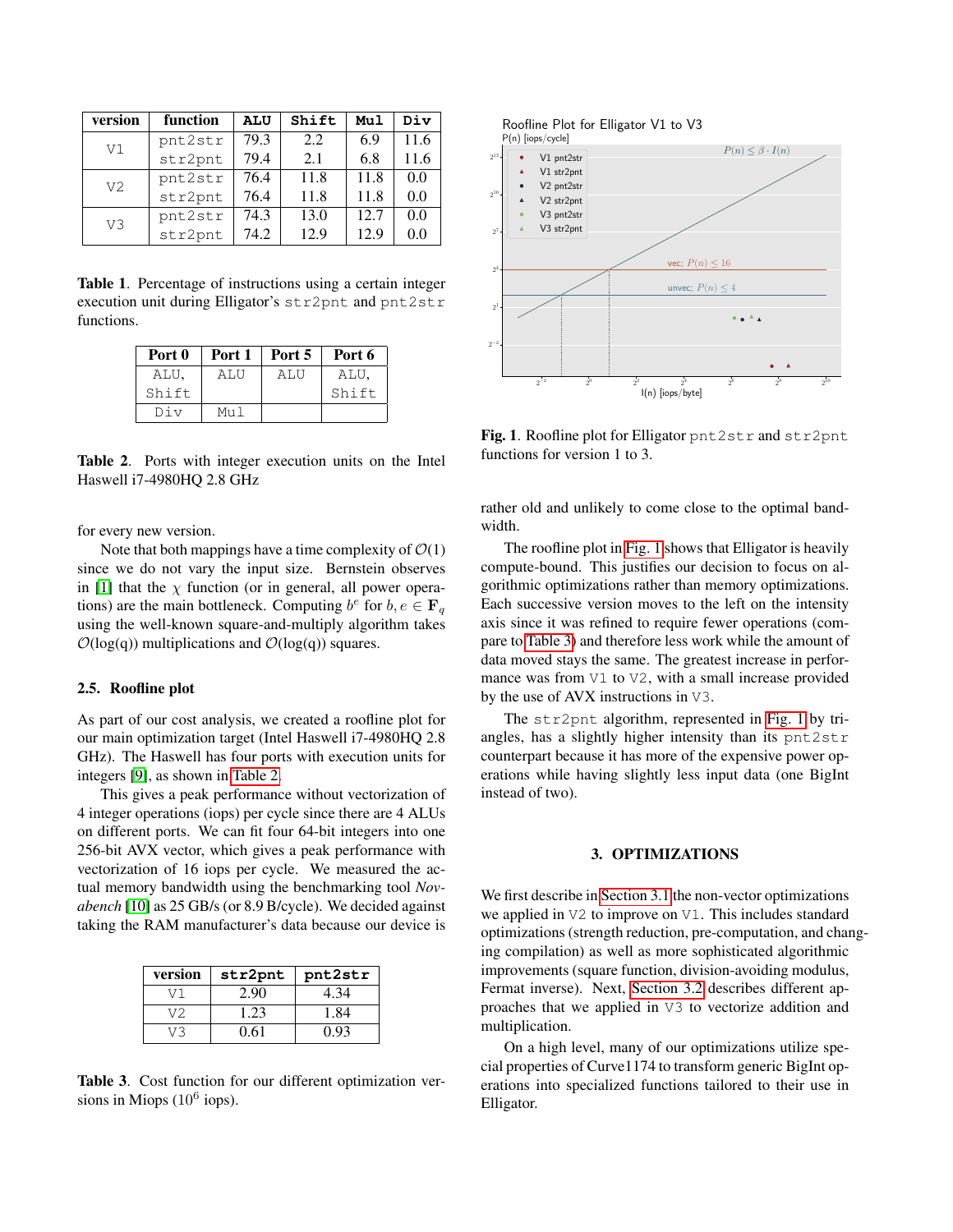| version | function | ALU | Shift | Mul | Div |
|---|---|---|---|---|---|
| V1 | pnt2str | 79.3 | 2.2 | 6.9 | 11.6 |
| | str2pnt | 79.4 | 2.1 | 6.8 | 11.6 |
| V2 | pnt2str | 76.4 | 11.8 | 11.8 | 0.0 |
| | str2pnt | 76.4 | 11.8 | 11.8 | 0.0 |
| V3 | pnt2str | 74.3 | 13.0 | 12.7 | 0.0 |
| | str2pnt | 74.2 | 12.9 | 12.9 | 0.0 |

**Table 1**. Percentage of instructions using a certain integer execution unit during Elligator's `str2pnt` and `pnt2str` functions.

| Port 0 | Port 1 | Port 5 | Port 6 |
|---|---|---|---|
| ALU, Shift | ALU | ALU | ALU, Shift |
| Div | Mul | | |

**Table 2**. Ports with integer execution units on the Intel Haswell i7-4980HQ 2.8 GHz

for every new version.

Note that both mappings have a time complexity of $\mathcal{O}(1)$ since we do not vary the input size. Bernstein observes in [1] that the $\chi$ function (or in general, all power operations) are the main bottleneck. Computing $b^e$ for $b, e \in \mathbf{F}_q$ using the well-known square-and-multiply algorithm takes $\mathcal{O}(\log(q))$ multiplications and $\mathcal{O}(\log(q))$ squares.

### 2.5. Roofline plot

As part of our cost analysis, we created a roofline plot for our main optimization target (Intel Haswell i7-4980HQ 2.8 GHz). The Haswell has four ports with execution units for integers [9], as shown in Table 2.

This gives a peak performance without vectorization of 4 integer operations (iops) per cycle since there are 4 ALUs on different ports. We can fit four 64-bit integers into one 256-bit AVX vector, which gives a peak performance with vectorization of 16 iops per cycle. We measured the actual memory bandwidth using the benchmarking tool *Novabench* [10] as 25 GB/s (or 8.9 B/cycle). We decided against taking the RAM manufacturer's data because our device is rather old and unlikely to come close to the optimal bandwidth.

| version | str2pnt | pnt2str |
|---|---|---|
| V1 | 2.90 | 4.34 |
| V2 | 1.23 | 1.84 |
| V3 | 0.61 | 0.93 |

**Table 3**. Cost function for our different optimization versions in Miops ($10^6$ iops).

**Fig. 1**. Roofline plot for Elligator `pnt2str` and `str2pnt` functions for version 1 to 3.

The roofline plot in Fig. 1 shows that Elligator is heavily compute-bound. This justifies our decision to focus on algorithmic optimizations rather than memory optimizations. Each successive version moves to the left on the intensity axis since it was refined to require fewer operations (compare to Table 3) and therefore less work while the amount of data moved stays the same. The greatest increase in performance was from V1 to V2, with a small increase provided by the use of AVX instructions in V3.

The `str2pnt` algorithm, represented in Fig. 1 by triangles, has a slightly higher intensity than its `pnt2str` counterpart because it has more of the expensive power operations while having slightly less input data (one BigInt instead of two).

## 3. OPTIMIZATIONS

We first describe in Section 3.1 the non-vector optimizations we applied in V2 to improve on V1. This includes standard optimizations (strength reduction, pre-computation, and changing compilation) as well as more sophisticated algorithmic improvements (square function, division-avoiding modulus, Fermat inverse). Next, Section 3.2 describes different approaches that we applied in V3 to vectorize addition and multiplication.

On a high level, many of our optimizations utilize special properties of Curve1174 to transform generic BigInt operations into specialized functions tailored to their use in Elligator.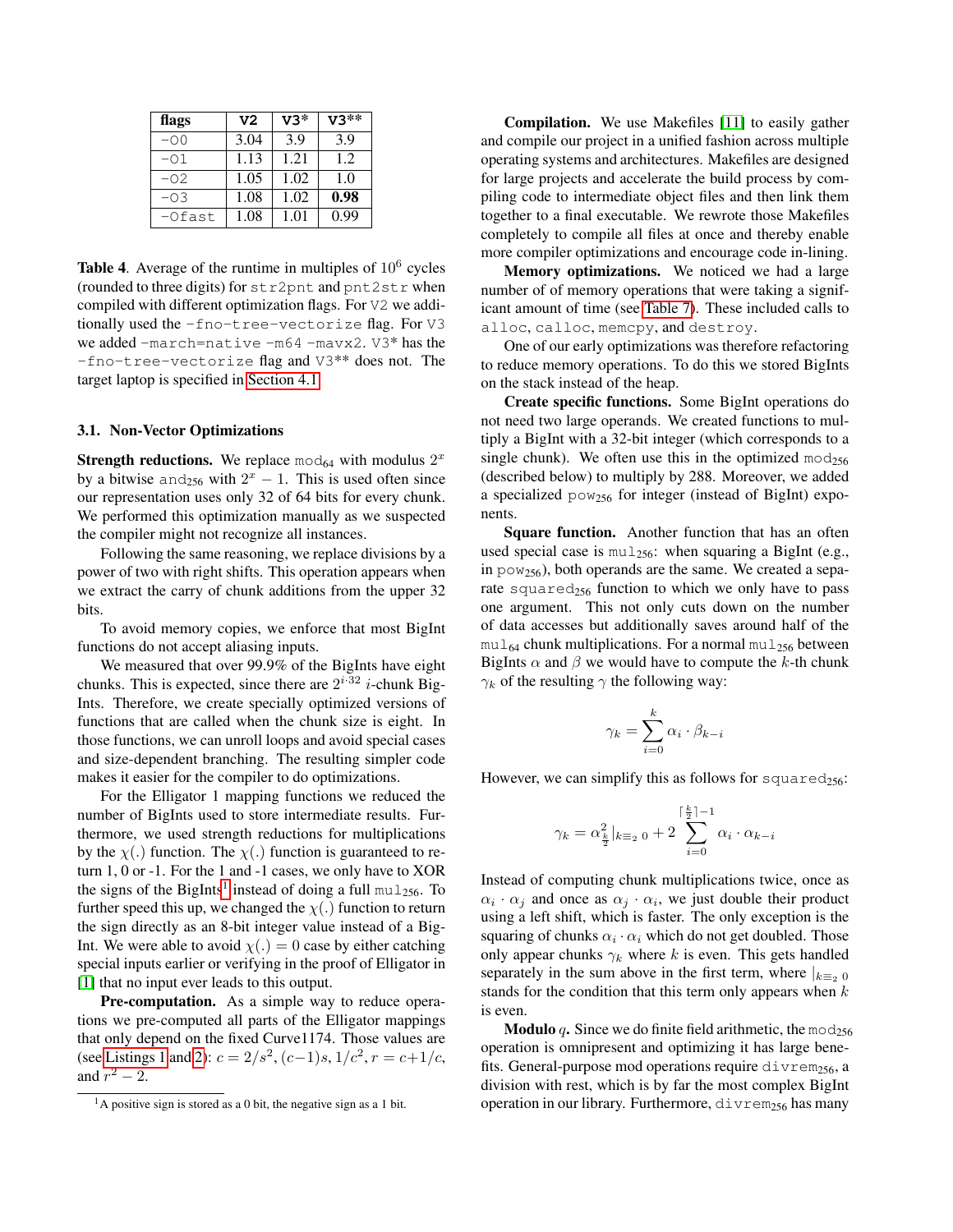| flags | V2 | V3* | V3** |
|---|---|---|---|
| -O0 | 3.04 | 3.9 | 3.9 |
| -O1 | 1.13 | 1.21 | 1.2 |
| -O2 | 1.05 | 1.02 | 1.0 |
| -O3 | 1.08 | 1.02 | **0.98** |
| -Ofast | 1.08 | 1.01 | 0.99 |

**Table 4**. Average of the runtime in multiples of $10^6$ cycles (rounded to three digits) for `str2pnt` and `pnt2str` when compiled with different optimization flags. For `V2` we additionally used the `-fno-tree-vectorize` flag. For `V3` we added `-march=native -m64 -mavx2`. `V3*` has the `-fno-tree-vectorize` flag and `V3**` does not. The target laptop is specified in Section 4.1.

### 3.1. Non-Vector Optimizations

**Strength reductions.** We replace $\texttt{mod}_{64}$ with modulus $2^x$ by a bitwise $\texttt{and}_{256}$ with $2^x - 1$. This is used often since our representation uses only 32 of 64 bits for every chunk. We performed this optimization manually as we suspected the compiler might not recognize all instances.

Following the same reasoning, we replace divisions by a power of two with right shifts. This operation appears when we extract the carry of chunk additions from the upper 32 bits.

To avoid memory copies, we enforce that most BigInt functions do not accept aliasing inputs.

We measured that over 99.9% of the BigInts have eight chunks. This is expected, since there are $2^{i \cdot 32}$ $i$-chunk BigInts. Therefore, we create specially optimized versions of functions that are called when the chunk size is eight. In those functions, we can unroll loops and avoid special cases and size-dependent branching. The resulting simpler code makes it easier for the compiler to do optimizations.

For the Elligator 1 mapping functions we reduced the number of BigInts used to store intermediate results. Furthermore, we used strength reductions for multiplications by the $\chi(.)$ function. The $\chi(.)$ function is guaranteed to return 1, 0 or -1. For the 1 and -1 cases, we only have to XOR the signs of the BigInts[1] instead of doing a full $\texttt{mul}_{256}$. To further speed this up, we changed the $\chi(.)$ function to return the sign directly as an 8-bit integer value instead of a BigInt. We were able to avoid $\chi(.) = 0$ case by either catching special inputs earlier or verifying in the proof of Elligator in [1] that no input ever leads to this output.

**Pre-computation.** As a simple way to reduce operations we pre-computed all parts of the Elligator mappings that only depend on the fixed Curve1174. Those values are (see Listings 1 and 2): $c = 2/s^2$, $(c-1)s$, $1/c^2$, $r = c+1/c$, and $r^2 - 2$.

[1] A positive sign is stored as a 0 bit, the negative sign as a 1 bit.

**Compilation.** We use Makefiles [11] to easily gather and compile our project in a unified fashion across multiple operating systems and architectures. Makefiles are designed for large projects and accelerate the build process by compiling code to intermediate object files and then link them together to a final executable. We rewrote those Makefiles completely to compile all files at once and thereby enable more compiler optimizations and encourage code in-lining.

**Memory optimizations.** We noticed we had a large number of of memory operations that were taking a significant amount of time (see Table 7). These included calls to `alloc`, `calloc`, `memcpy`, and `destroy`.

One of our early optimizations was therefore refactoring to reduce memory operations. To do this we stored BigInts on the stack instead of the heap.

**Create specific functions.** Some BigInt operations do not need two large operands. We created functions to multiply a BigInt with a 32-bit integer (which corresponds to a single chunk). We often use this in the optimized $\texttt{mod}_{256}$ (described below) to multiply by 288. Moreover, we added a specialized $\texttt{pow}_{256}$ for integer (instead of BigInt) exponents.

**Square function.** Another function that has an often used special case is $\texttt{mul}_{256}$: when squaring a BigInt (e.g., in $\texttt{pow}_{256}$), both operands are the same. We created a separate $\texttt{squared}_{256}$ function to which we only have to pass one argument. This not only cuts down on the number of data accesses but additionally saves around half of the $\texttt{mul}_{64}$ chunk multiplications. For a normal $\texttt{mul}_{256}$ between BigInts $\alpha$ and $\beta$ we would have to compute the $k$-th chunk $\gamma_k$ of the resulting $\gamma$ the following way:

$$\gamma_k = \sum_{i=0}^{k} \alpha_i \cdot \beta_{k-i}$$

However, we can simplify this as follows for $\texttt{squared}_{256}$:

$$\gamma_k = \alpha_{\frac{k}{2}}^2 |_{k \equiv_2 0} + 2 \sum_{i=0}^{\lceil \frac{k}{2} \rceil - 1} \alpha_i \cdot \alpha_{k-i}$$

Instead of computing chunk multiplications twice, once as $\alpha_i \cdot \alpha_j$ and once as $\alpha_j \cdot \alpha_i$, we just double their product using a left shift, which is faster. The only exception is the squaring of chunks $\alpha_i \cdot \alpha_i$ which do not get doubled. Those only appear chunks $\gamma_k$ where $k$ is even. This gets handled separately in the sum above in the first term, where $|_{k \equiv_2 0}$ stands for the condition that this term only appears when $k$ is even.

**Modulo $q$.** Since we do finite field arithmetic, the $\texttt{mod}_{256}$ operation is omnipresent and optimizing it has large benefits. General-purpose mod operations require $\texttt{divrem}_{256}$, a division with rest, which is by far the most complex BigInt operation in our library. Furthermore, $\texttt{divrem}_{256}$ has many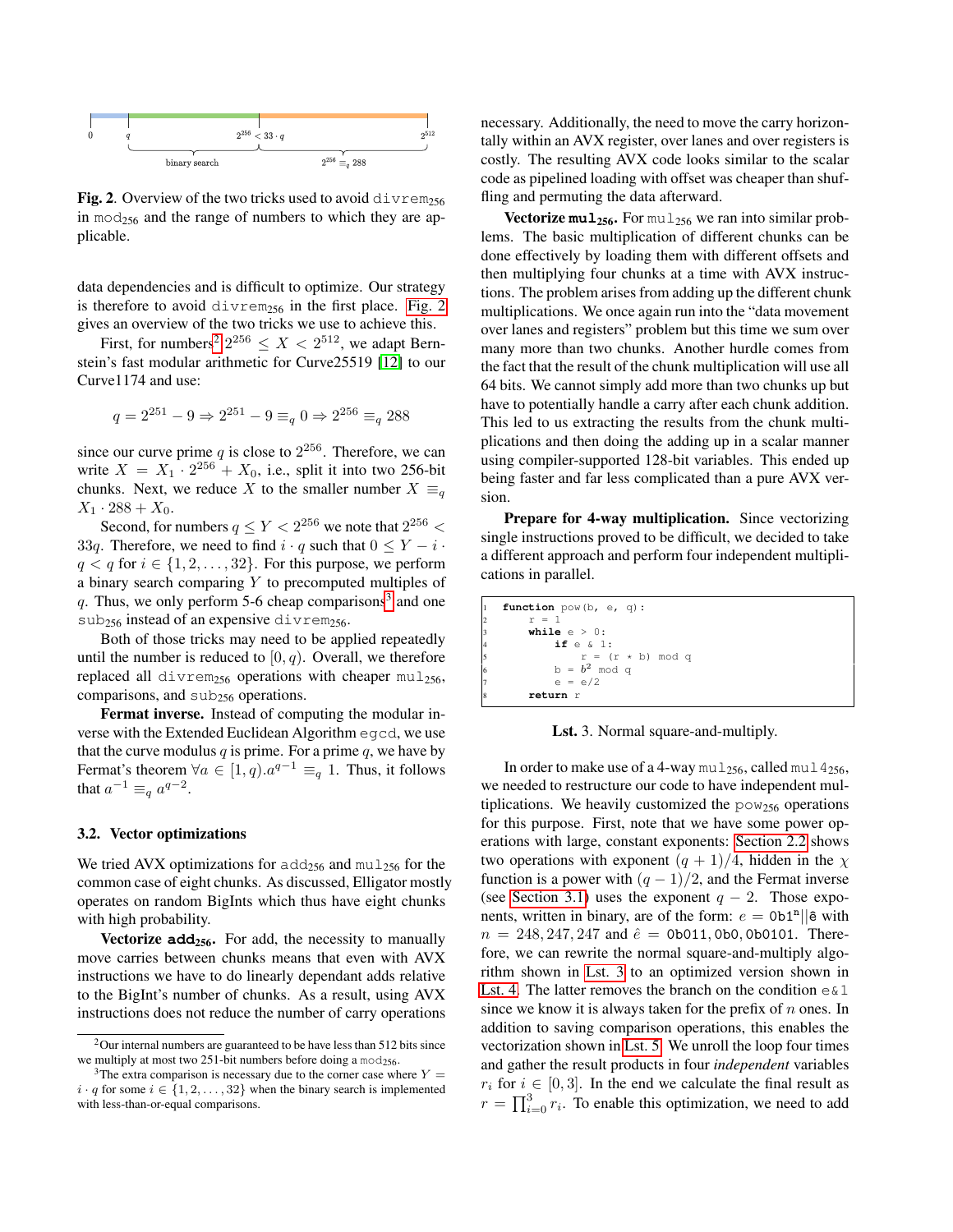0 $q$ $2^{256} < 33 \cdot q$ $2^{512}$

binary search $2^{256} \equiv_q 288$

**Fig. 2**. Overview of the two tricks used to avoid $\texttt{divrem}_{256}$ in $\texttt{mod}_{256}$ and the range of numbers to which they are applicable.

data dependencies and is difficult to optimize. Our strategy is therefore to avoid $\texttt{divrem}_{256}$ in the first place. Fig. 2 gives an overview of the two tricks we use to achieve this.

First, for numbers[2] $2^{256} \leq X < 2^{512}$, we adapt Bernstein's fast modular arithmetic for Curve25519 [12] to our Curve1174 and use:

$$q = 2^{251} - 9 \Rightarrow 2^{251} - 9 \equiv_q 0 \Rightarrow 2^{256} \equiv_q 288$$

since our curve prime $q$ is close to $2^{256}$. Therefore, we can write $X = X_1 \cdot 2^{256} + X_0$, i.e., split it into two 256-bit chunks. Next, we reduce $X$ to the smaller number $X \equiv_q X_1 \cdot 288 + X_0$.

Second, for numbers $q \leq Y < 2^{256}$ we note that $2^{256} < 33q$. Therefore, we need to find $i \cdot q$ such that $0 \leq Y - i \cdot q < q$ for $i \in \{1, 2, \dots, 32\}$. For this purpose, we perform a binary search comparing $Y$ to precomputed multiples of $q$. Thus, we only perform 5-6 cheap comparisons[3] and one $\texttt{sub}_{256}$ instead of an expensive $\texttt{divrem}_{256}$.

Both of those tricks may need to be applied repeatedly until the number is reduced to $[0, q)$. Overall, we therefore replaced all $\texttt{divrem}_{256}$ operations with cheaper $\texttt{mul}_{256}$, comparisons, and $\texttt{sub}_{256}$ operations.

**Fermat inverse.** Instead of computing the modular inverse with the Extended Euclidean Algorithm $\texttt{egcd}$, we use that the curve modulus $q$ is prime. For a prime $q$, we have by Fermat's theorem $\forall a \in [1, q).a^{q-1} \equiv_q 1$. Thus, it follows that $a^{-1} \equiv_q a^{q-2}$.

### 3.2. Vector optimizations

We tried AVX optimizations for $\texttt{add}_{256}$ and $\texttt{mul}_{256}$ for the common case of eight chunks. As discussed, Elligator mostly operates on random BigInts which thus have eight chunks with high probability.

**Vectorize $\texttt{add}_{256}$.** For add, the necessity to manually move carries between chunks means that even with AVX instructions we have to do linearly dependant adds relative to the BigInt's number of chunks. As a result, using AVX instructions does not reduce the number of carry operations necessary. Additionally, the need to move the carry horizontally within an AVX register, over lanes and over registers is costly. The resulting AVX code looks similar to the scalar code as pipelined loading with offset was cheaper than shuffling and permuting the data afterward.

**Vectorize $\texttt{mul}_{256}$.** For $\texttt{mul}_{256}$ we ran into similar problems. The basic multiplication of different chunks can be done effectively by loading them with different offsets and then multiplying four chunks at a time with AVX instructions. The problem arises from adding up the different chunk multiplications. We once again run into the "data movement over lanes and registers" problem but this time we sum over many more than two chunks. Another hurdle comes from the fact that the result of the chunk multiplication will use all 64 bits. We cannot simply add more than two chunks up but have to potentially handle a carry after each chunk addition. This led to us extracting the results from the chunk multiplications and then doing the adding up in a scalar manner using compiler-supported 128-bit variables. This ended up being faster and far less complicated than a pure AVX version.

**Prepare for 4-way multiplication.** Since vectorizing single instructions proved to be difficult, we decided to take a different approach and perform four independent multiplications in parallel.

```
1  function pow(b, e, q):
2      r = 1
3      while e > 0:
4          if e & 1:
5              r = (r * b) mod q
6          b = b^2 mod q
7          e = e/2
8      return r
```

**Lst.** 3. Normal square-and-multiply.

In order to make use of a 4-way $\texttt{mul}_{256}$, called $\texttt{mul4}_{256}$, we needed to restructure our code to have independent multiplications. We heavily customized the $\texttt{pow}_{256}$ operations for this purpose. First, note that we have some power operations with large, constant exponents: Section 2.2 shows two operations with exponent $(q + 1)/4$, hidden in the $\chi$ function is a power with $(q - 1)/2$, and the Fermat inverse (see Section 3.1) uses the exponent $q - 2$. Those exponents, written in binary, are of the form: $e = \texttt{0b1}^{\texttt{n}} || \hat{\texttt{e}}$ with $n = 248, 247, 247$ and $\hat{e} = \texttt{0b011}, \texttt{0b0}, \texttt{0b0101}$. Therefore, we can rewrite the normal square-and-multiply algorithm shown in Lst. 3 to an optimized version shown in Lst. 4. The latter removes the branch on the condition $\texttt{e\&1}$ since we know it is always taken for the prefix of $n$ ones. In addition to saving comparison operations, this enables the vectorization shown in Lst. 5. We unroll the loop four times and gather the result products in four *independent* variables $r_i$ for $i \in [0, 3]$. In the end we calculate the final result as $r = \prod_{i=0}^{3} r_i$. To enable this optimization, we need to add

---

[2] Our internal numbers are guaranteed to be have less than 512 bits since we multiply at most two 251-bit numbers before doing a $\texttt{mod}_{256}$.

[3] The extra comparison is necessary due to the corner case where $Y = i \cdot q$ for some $i \in \{1, 2, \dots, 32\}$ when the binary search is implemented with less-than-or-equal comparisons.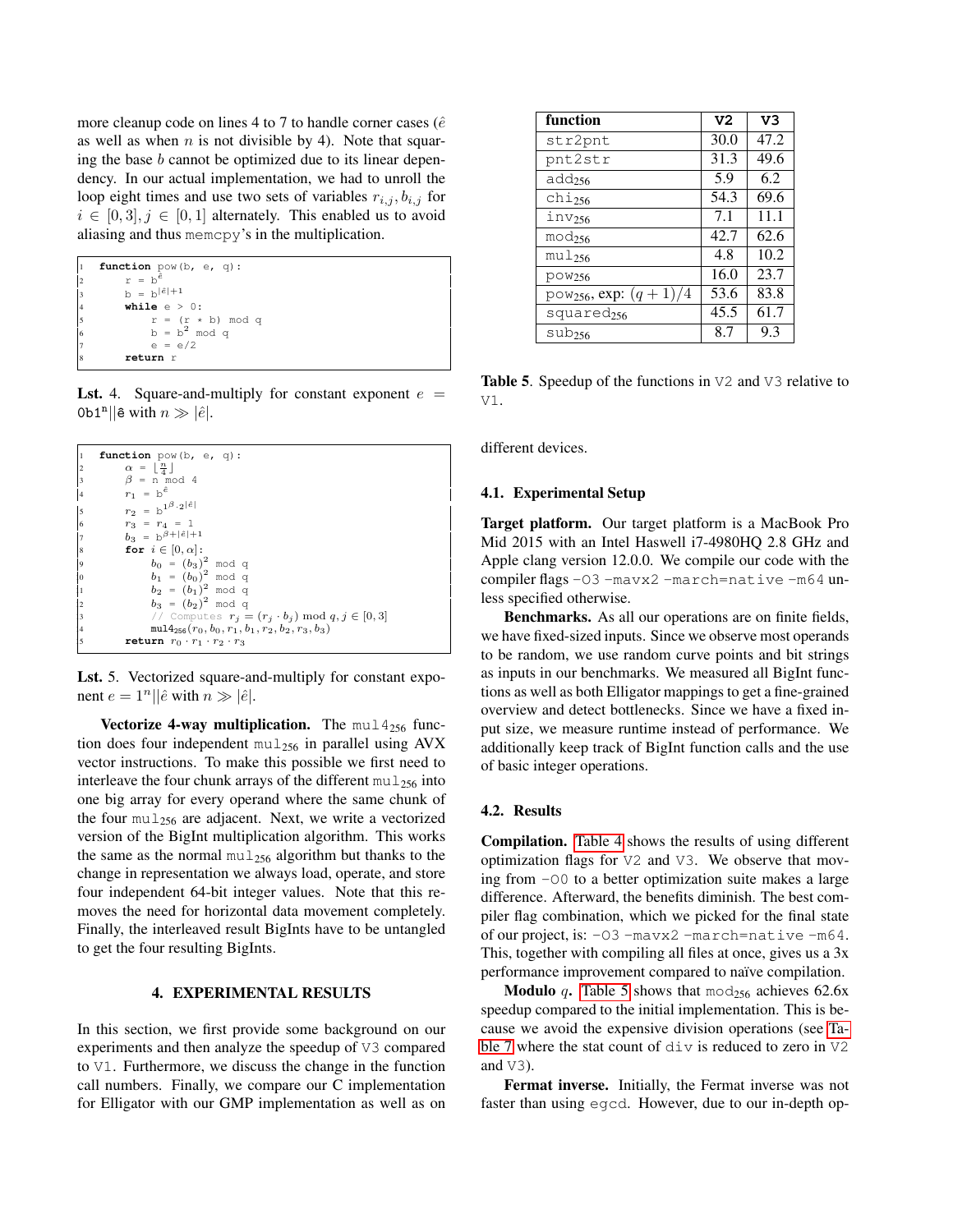more cleanup code on lines 4 to 7 to handle corner cases ($\hat{e}$ as well as when $n$ is not divisible by 4). Note that squaring the base $b$ cannot be optimized due to its linear dependency. In our actual implementation, we had to unroll the loop eight times and use two sets of variables $r_{i,j}, b_{i,j}$ for $i \in [0,3], j \in [0,1]$ alternately. This enabled us to avoid aliasing and thus memcpy's in the multiplication.

```
1  function pow(b, e, q):
2      r = b^ê
3      b = b^{|ê|+1}
4      while e > 0:
5          r = (r * b) mod q
6          b = b^2 mod q
7          e = e/2
8      return r
```

**Lst.** 4. Square-and-multiply for constant exponent $e = \mathtt{0b1^n}||\hat{e}$ with $n \gg |\hat{e}|$.

```
1  function pow(b, e, q):
2      α = ⌊n/4⌋
3      β = n mod 4
4      r_1 = b^ê
5      r_2 = b^{1^β·2^|ê|}
6      r_3 = r_4 = 1
7      b_3 = b^{β+|ê|+1}
8      for i ∈ [0, α]:
9          b_0 = (b_3)^2 mod q
10         b_1 = (b_0)^2 mod q
11         b_2 = (b_1)^2 mod q
12         b_3 = (b_2)^2 mod q
13         // Computes r_j = (r_j · b_j) mod q, j ∈ [0,3]
14         mul4_256(r_0, b_0, r_1, b_1, r_2, b_2, r_3, b_3)
15     return r_0 · r_1 · r_2 · r_3
```

**Lst.** 5. Vectorized square-and-multiply for constant exponent $e = 1^n||\hat{e}$ with $n \gg |\hat{e}|$.

**Vectorize 4-way multiplication.** The $\mathtt{mul4}_{256}$ function does four independent $\mathtt{mul}_{256}$ in parallel using AVX vector instructions. To make this possible we first need to interleave the four chunk arrays of the different $\mathtt{mul}_{256}$ into one big array for every operand where the same chunk of the four $\mathtt{mul}_{256}$ are adjacent. Next, we write a vectorized version of the BigInt multiplication algorithm. This works the same as the normal $\mathtt{mul}_{256}$ algorithm but thanks to the change in representation we always load, operate, and store four independent 64-bit integer values. Note that this removes the need for horizontal data movement completely. Finally, the interleaved result BigInts have to be untangled to get the four resulting BigInts.

## 4. EXPERIMENTAL RESULTS

In this section, we first provide some background on our experiments and then analyze the speedup of V3 compared to V1. Furthermore, we discuss the change in the function call numbers. Finally, we compare our C implementation for Elligator with our GMP implementation as well as on different devices.

| function | V2 | V3 |
|---|---|---|
| str2pnt | 30.0 | 47.2 |
| pnt2str | 31.3 | 49.6 |
| $\mathtt{add}_{256}$ | 5.9 | 6.2 |
| $\mathtt{chi}_{256}$ | 54.3 | 69.6 |
| $\mathtt{inv}_{256}$ | 7.1 | 11.1 |
| $\mathtt{mod}_{256}$ | 42.7 | 62.6 |
| $\mathtt{mul}_{256}$ | 4.8 | 10.2 |
| $\mathtt{pow}_{256}$ | 16.0 | 23.7 |
| $\mathtt{pow}_{256}$, exp: $(q+1)/4$ | 53.6 | 83.8 |
| $\mathtt{squared}_{256}$ | 45.5 | 61.7 |
| $\mathtt{sub}_{256}$ | 8.7 | 9.3 |

**Table 5**. Speedup of the functions in V2 and V3 relative to V1.

### 4.1. Experimental Setup

**Target platform.** Our target platform is a MacBook Pro Mid 2015 with an Intel Haswell i7-4980HQ 2.8 GHz and Apple clang version 12.0.0. We compile our code with the compiler flags -O3 -mavx2 -march=native -m64 unless specified otherwise.

**Benchmarks.** As all our operations are on finite fields, we have fixed-sized inputs. Since we observe most operands to be random, we use random curve points and bit strings as inputs in our benchmarks. We measured all BigInt functions as well as both Elligator mappings to get a fine-grained overview and detect bottlenecks. Since we have a fixed input size, we measure runtime instead of performance. We additionally keep track of BigInt function calls and the use of basic integer operations.

### 4.2. Results

**Compilation.** Table 4 shows the results of using different optimization flags for V2 and V3. We observe that moving from -O0 to a better optimization suite makes a large difference. Afterward, the benefits diminish. The best compiler flag combination, which we picked for the final state of our project, is: -O3 -mavx2 -march=native -m64. This, together with compiling all files at once, gives us a 3x performance improvement compared to naïve compilation.

**Modulo $q$.** Table 5 shows that $\mathtt{mod}_{256}$ achieves 62.6x speedup compared to the initial implementation. This is because we avoid the expensive division operations (see Table 7 where the stat count of div is reduced to zero in V2 and V3).

**Fermat inverse.** Initially, the Fermat inverse was not faster than using egcd. However, due to our in-depth op-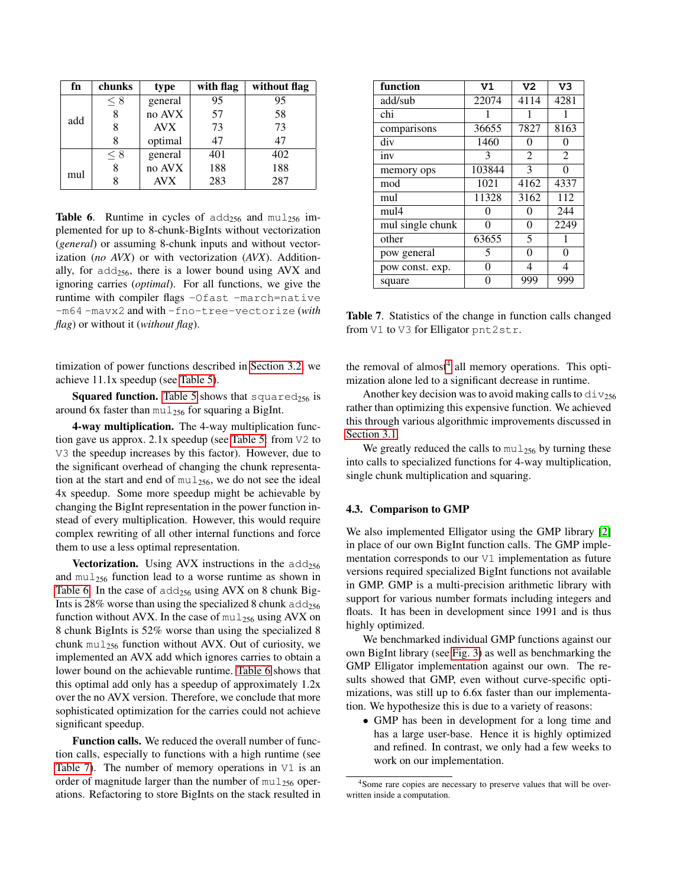| fn | chunks | type | with flag | without flag |
|---|---|---|---|---|
| add | $\leq 8$ | general | 95 | 95 |
| | 8 | no AVX | 57 | 58 |
| | 8 | AVX | 73 | 73 |
| | 8 | optimal | 47 | 47 |
| mul | $\leq 8$ | general | 401 | 402 |
| | 8 | no AVX | 188 | 188 |
| | 8 | AVX | 283 | 287 |

**Table 6**. Runtime in cycles of $\texttt{add}_{256}$ and $\texttt{mul}_{256}$ implemented for up to 8-chunk-BigInts without vectorization (*general*) or assuming 8-chunk inputs and without vectorization (*no AVX*) or with vectorization (*AVX*). Additionally, for $\texttt{add}_{256}$, there is a lower bound using AVX and ignoring carries (*optimal*). For all functions, we give the runtime with compiler flags `-Ofast -march=native -m64 -mavx2` and with `-fno-tree-vectorize` (*with flag*) or without it (*without flag*).

timization of power functions described in Section 3.2, we achieve 11.1x speedup (see Table 5).

**Squared function.** Table 5 shows that $\texttt{squared}_{256}$ is around 6x faster than $\texttt{mul}_{256}$ for squaring a BigInt.

**4-way multiplication.** The 4-way multiplication function gave us approx. 2.1x speedup (see Table 5: from `V2` to `V3` the speedup increases by this factor). However, due to the significant overhead of changing the chunk representation at the start and end of $\texttt{mul}_{256}$, we do not see the ideal 4x speedup. Some more speedup might be achievable by changing the BigInt representation in the power function instead of every multiplication. However, this would require complex rewriting of all other internal functions and force them to use a less optimal representation.

**Vectorization.** Using AVX instructions in the $\texttt{add}_{256}$ and $\texttt{mul}_{256}$ function lead to a worse runtime as shown in Table 6. In the case of $\texttt{add}_{256}$ using AVX on 8 chunk BigInts is 28% worse than using the specialized 8 chunk $\texttt{add}_{256}$ function without AVX. In the case of $\texttt{mul}_{256}$ using AVX on 8 chunk BigInts is 52% worse than using the specialized 8 chunk $\texttt{mul}_{256}$ function without AVX. Out of curiosity, we implemented an AVX add which ignores carries to obtain a lower bound on the achievable runtime. Table 6 shows that this optimal add only has a speedup of approximately 1.2x over the no AVX version. Therefore, we conclude that more sophisticated optimization for the carries could not achieve significant speedup.

**Function calls.** We reduced the overall number of function calls, especially to functions with a high runtime (see Table 7). The number of memory operations in `V1` is an order of magnitude larger than the number of $\texttt{mul}_{256}$ operations. Refactoring to store BigInts on the stack resulted in

| function | V1 | V2 | V3 |
|---|---|---|---|
| add/sub | 22074 | 4114 | 4281 |
| chi | 1 | 1 | 1 |
| comparisons | 36655 | 7827 | 8163 |
| div | 1460 | 0 | 0 |
| inv | 3 | 2 | 2 |
| memory ops | 103844 | 3 | 0 |
| mod | 1021 | 4162 | 4337 |
| mul | 11328 | 3162 | 112 |
| mul4 | 0 | 0 | 244 |
| mul single chunk | 0 | 0 | 2249 |
| other | 63655 | 5 | 1 |
| pow general | 5 | 0 | 0 |
| pow const. exp. | 0 | 4 | 4 |
| square | 0 | 999 | 999 |

**Table 7**. Statistics of the change in function calls changed from `V1` to `V3` for Elligator `pnt2str`.

the removal of almost[4] all memory operations. This optimization alone led to a significant decrease in runtime.

Another key decision was to avoid making calls to $\texttt{div}_{256}$ rather than optimizing this expensive function. We achieved this through various algorithmic improvements discussed in Section 3.1.

We greatly reduced the calls to $\texttt{mul}_{256}$ by turning these into calls to specialized functions for 4-way multiplication, single chunk multiplication and squaring.

### 4.3. Comparison to GMP

We also implemented Elligator using the GMP library [2] in place of our own BigInt function calls. The GMP implementation corresponds to our `V1` implementation as future versions required specialized BigInt functions not available in GMP. GMP is a multi-precision arithmetic library with support for various number formats including integers and floats. It has been in development since 1991 and is thus highly optimized.

We benchmarked individual GMP functions against our own BigInt library (see Fig. 3) as well as benchmarking the GMP Elligator implementation against our own. The results showed that GMP, even without curve-specific optimizations, was still up to 6.6x faster than our implementation. We hypothesize this is due to a variety of reasons:

- GMP has been in development for a long time and has a large user-base. Hence it is highly optimized and refined. In contrast, we only had a few weeks to work on our implementation.

[4] Some rare copies are necessary to preserve values that will be overwritten inside a computation.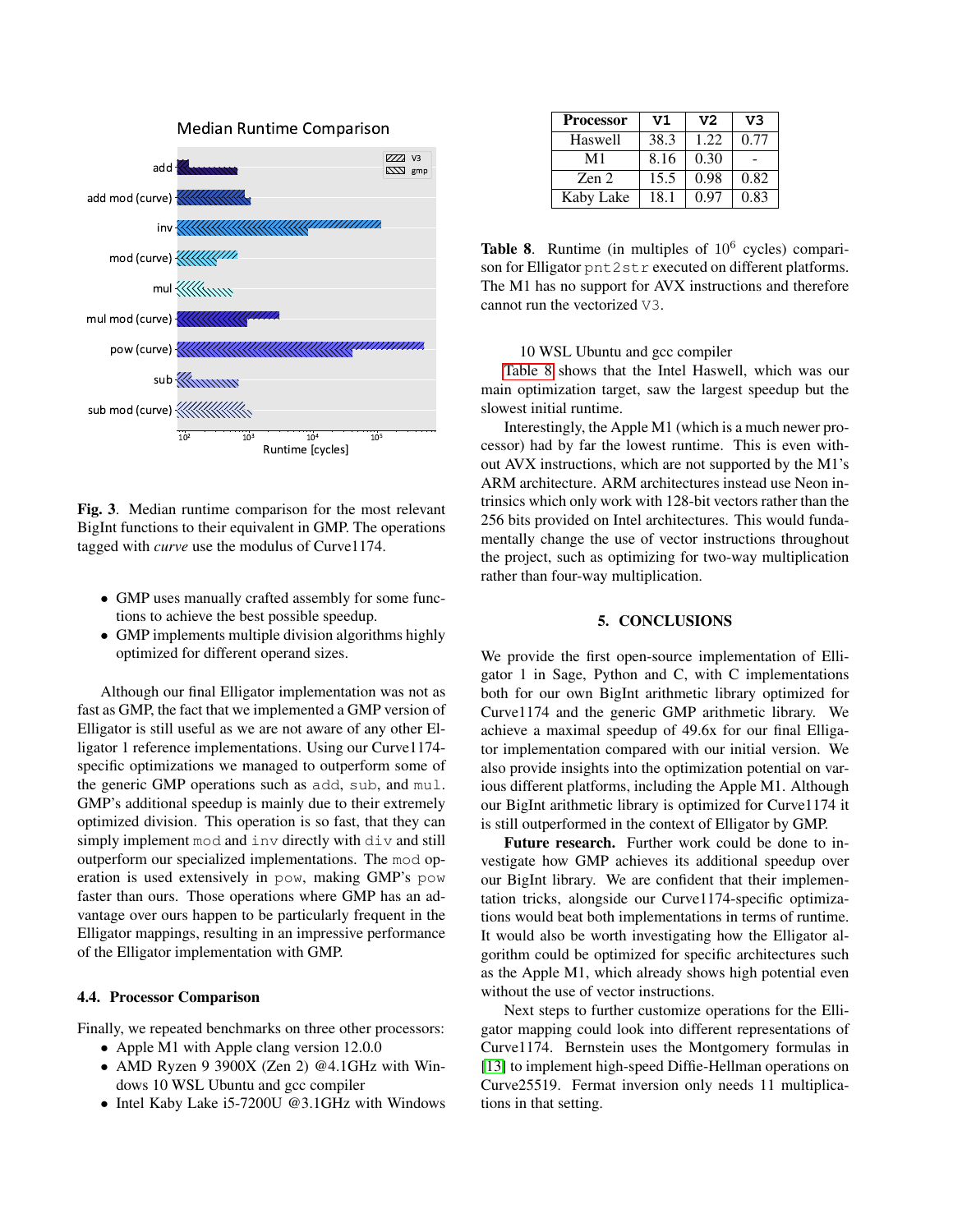Median Runtime Comparison

**Fig. 3**. Median runtime comparison for the most relevant BigInt functions to their equivalent in GMP. The operations tagged with *curve* use the modulus of Curve1174.

- GMP uses manually crafted assembly for some functions to achieve the best possible speedup.
- GMP implements multiple division algorithms highly optimized for different operand sizes.

Although our final Elligator implementation was not as fast as GMP, the fact that we implemented a GMP version of Elligator is still useful as we are not aware of any other Elligator 1 reference implementations. Using our Curve1174-specific optimizations we managed to outperform some of the generic GMP operations such as `add`, `sub`, and `mul`. GMP's additional speedup is mainly due to their extremely optimized division. This operation is so fast, that they can simply implement `mod` and `inv` directly with `div` and still outperform our specialized implementations. The `mod` operation is used extensively in `pow`, making GMP's `pow` faster than ours. Those operations where GMP has an advantage over ours happen to be particularly frequent in the Elligator mappings, resulting in an impressive performance of the Elligator implementation with GMP.

### 4.4. Processor Comparison

Finally, we repeated benchmarks on three other processors:

- Apple M1 with Apple clang version 12.0.0
- AMD Ryzen 9 3900X (Zen 2) @4.1GHz with Windows 10 WSL Ubuntu and gcc compiler
- Intel Kaby Lake i5-7200U @3.1GHz with Windows 10 WSL Ubuntu and gcc compiler

| Processor | V1 | V2 | V3 |
|---|---|---|---|
| Haswell | 38.3 | 1.22 | 0.77 |
| M1 | 8.16 | 0.30 | - |
| Zen 2 | 15.5 | 0.98 | 0.82 |
| Kaby Lake | 18.1 | 0.97 | 0.83 |

**Table 8**. Runtime (in multiples of $10^6$ cycles) comparison for Elligator `pnt2str` executed on different platforms. The M1 has no support for AVX instructions and therefore cannot run the vectorized `V3`.

Table 8 shows that the Intel Haswell, which was our main optimization target, saw the largest speedup but the slowest initial runtime.

Interestingly, the Apple M1 (which is a much newer processor) had by far the lowest runtime. This is even without AVX instructions, which are not supported by the M1's ARM architecture. ARM architectures instead use Neon intrinsics which only work with 128-bit vectors rather than the 256 bits provided on Intel architectures. This would fundamentally change the use of vector instructions throughout the project, such as optimizing for two-way multiplication rather than four-way multiplication.

## 5. CONCLUSIONS

We provide the first open-source implementation of Elligator 1 in Sage, Python and C, with C implementations both for our own BigInt arithmetic library optimized for Curve1174 and the generic GMP arithmetic library. We achieve a maximal speedup of 49.6x for our final Elligator implementation compared with our initial version. We also provide insights into the optimization potential on various different platforms, including the Apple M1. Although our BigInt arithmetic library is optimized for Curve1174 it is still outperformed in the context of Elligator by GMP.

**Future research.** Further work could be done to investigate how GMP achieves its additional speedup over our BigInt library. We are confident that their implementation tricks, alongside our Curve1174-specific optimizations would beat both implementations in terms of runtime. It would also be worth investigating how the Elligator algorithm could be optimized for specific architectures such as the Apple M1, which already shows high potential even without the use of vector instructions.

Next steps to further customize operations for the Elligator mapping could look into different representations of Curve1174. Bernstein uses the Montgomery formulas in [13] to implement high-speed Diffie-Hellman operations on Curve25519. Fermat inversion only needs 11 multiplications in that setting.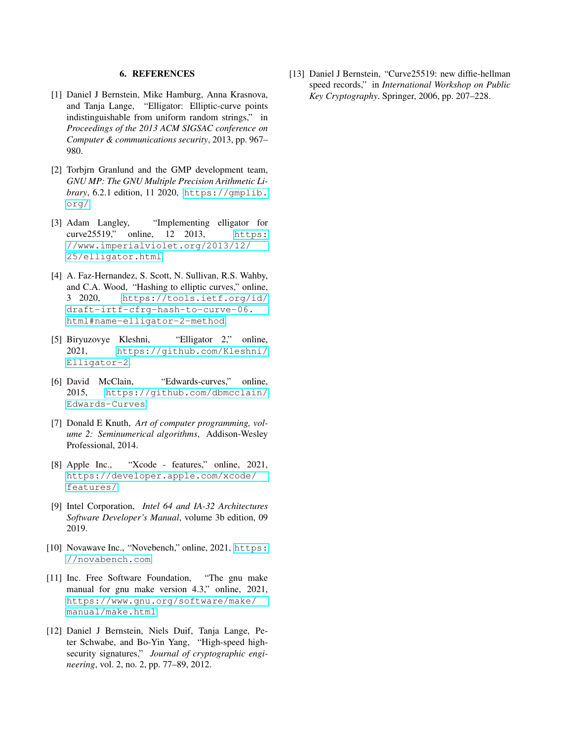## 6. REFERENCES

[1] Daniel J Bernstein, Mike Hamburg, Anna Krasnova, and Tanja Lange, "Elligator: Elliptic-curve points indistinguishable from uniform random strings," in *Proceedings of the 2013 ACM SIGSAC conference on Computer & communications security*, 2013, pp. 967–980.

[2] Torbjrn Granlund and the GMP development team, *GNU MP: The GNU Multiple Precision Arithmetic Library*, 6.2.1 edition, 11 2020, https://gmplib.org/.

[3] Adam Langley, "Implementing elligator for curve25519," online, 12 2013, https://www.imperialviolet.org/2013/12/25/elligator.html.

[4] A. Faz-Hernandez, S. Scott, N. Sullivan, R.S. Wahby, and C.A. Wood, "Hashing to elliptic curves," online, 3 2020, https://tools.ietf.org/id/draft-irtf-cfrg-hash-to-curve-06.html#name-elligator-2-method.

[5] Biryuzovye Kleshni, "Elligator 2," online, 2021, https://github.com/Kleshni/Elligator-2.

[6] David McClain, "Edwards-curves," online, 2015, https://github.com/dbmcclain/Edwards-Curves.

[7] Donald E Knuth, *Art of computer programming, volume 2: Seminumerical algorithms*, Addison-Wesley Professional, 2014.

[8] Apple Inc., "Xcode - features," online, 2021, https://developer.apple.com/xcode/features/.

[9] Intel Corporation, *Intel 64 and IA-32 Architectures Software Developer's Manual*, volume 3b edition, 09 2019.

[10] Novawave Inc., "Novebench," online, 2021, https://novabench.com.

[11] Inc. Free Software Foundation, "The gnu make manual for gnu make version 4.3," online, 2021, https://www.gnu.org/software/make/manual/make.html.

[12] Daniel J Bernstein, Niels Duif, Tanja Lange, Peter Schwabe, and Bo-Yin Yang, "High-speed high-security signatures," *Journal of cryptographic engineering*, vol. 2, no. 2, pp. 77–89, 2012.

[13] Daniel J Bernstein, "Curve25519: new diffie-hellman speed records," in *International Workshop on Public Key Cryptography*. Springer, 2006, pp. 207–228.